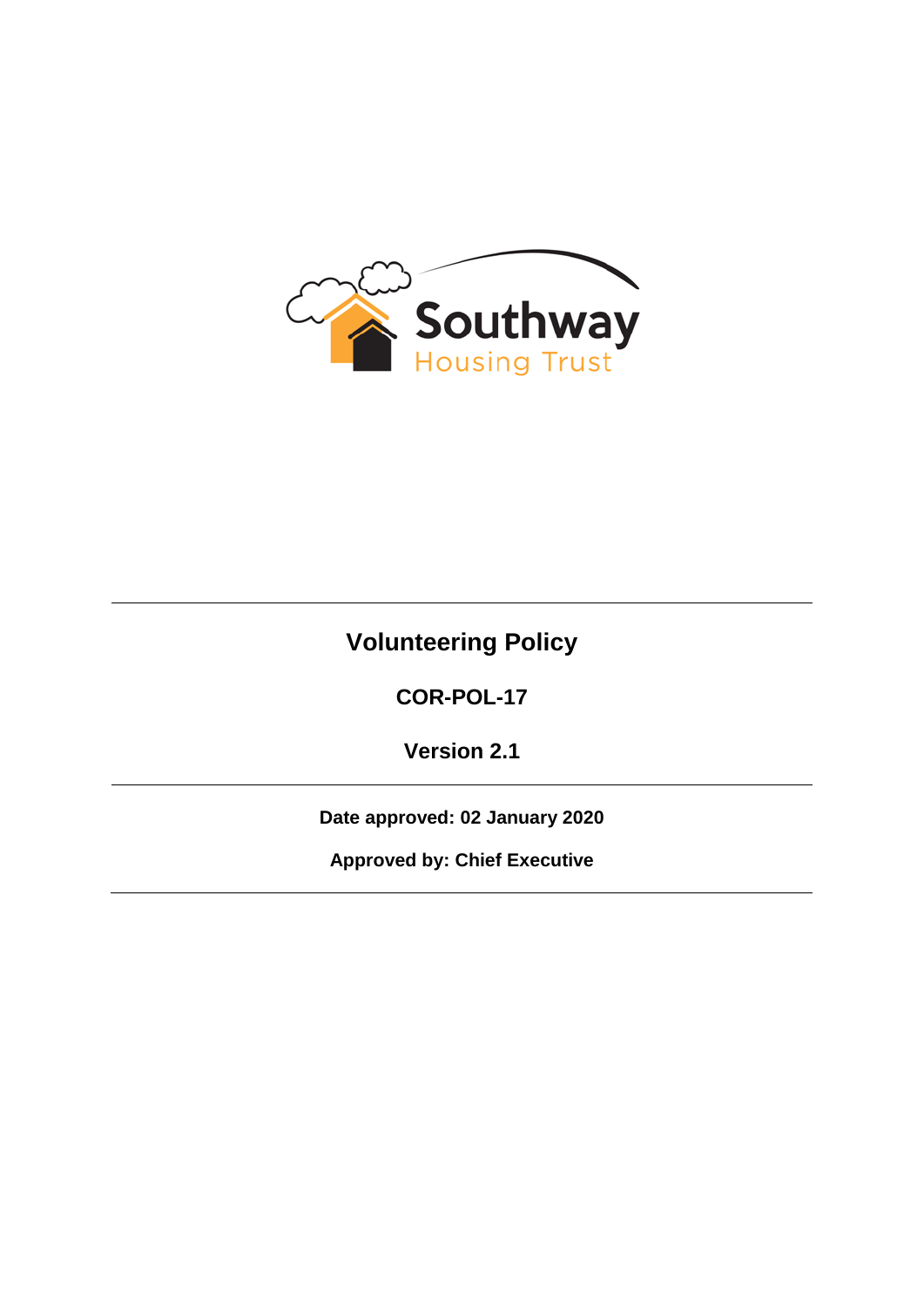Southway Housing Trust

# Volunteering Policy

**COR-POL-17**

**Version 2.1**

**Date approved: 02 January 2020**

**Approved by: Chief Executive**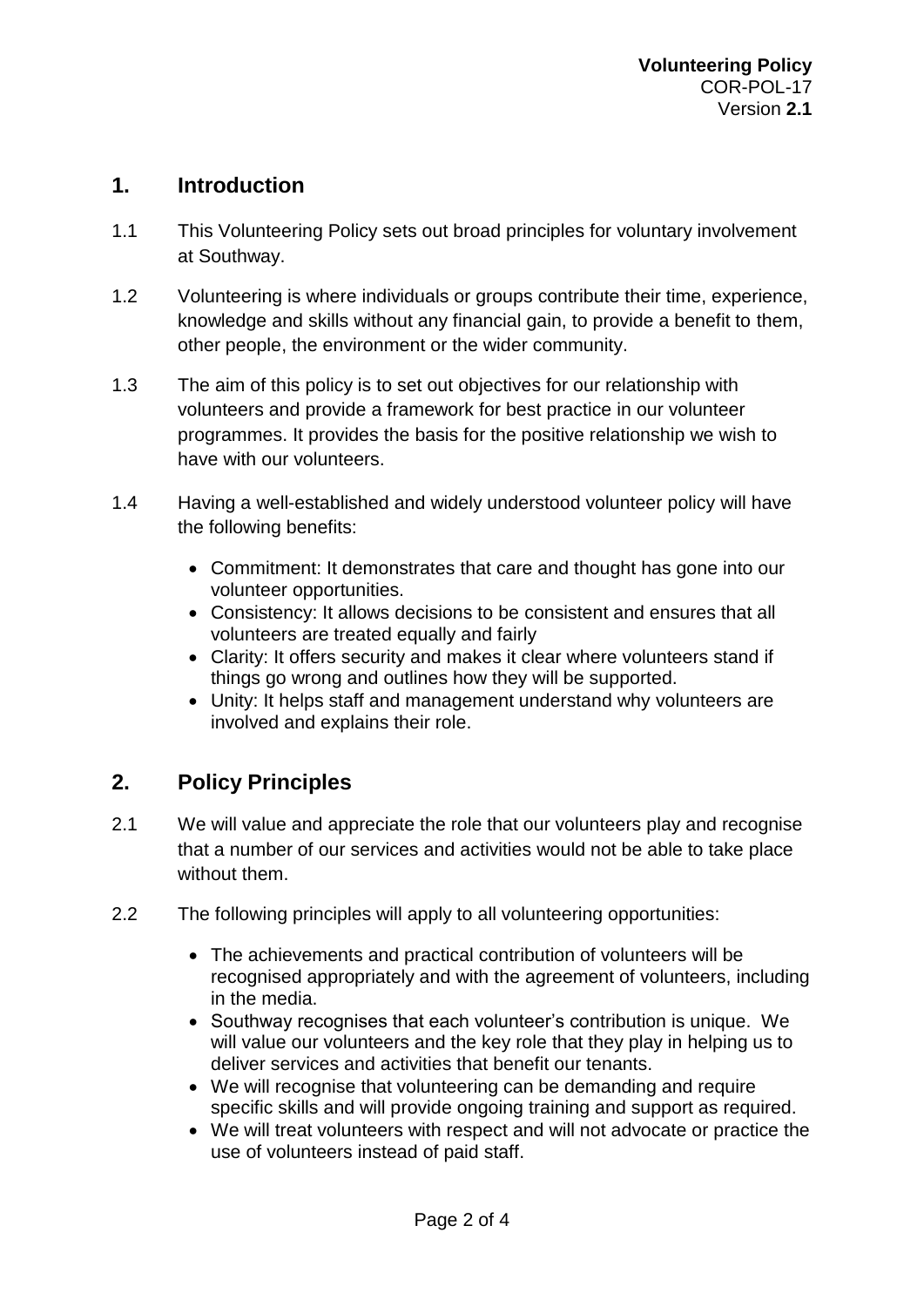## 1. Introduction

1.1 This Volunteering Policy sets out broad principles for voluntary involvement at Southway.

1.2 Volunteering is where individuals or groups contribute their time, experience, knowledge and skills without any financial gain, to provide a benefit to them, other people, the environment or the wider community.

1.3 The aim of this policy is to set out objectives for our relationship with volunteers and provide a framework for best practice in our volunteer programmes. It provides the basis for the positive relationship we wish to have with our volunteers.

1.4 Having a well-established and widely understood volunteer policy will have the following benefits:

- Commitment: It demonstrates that care and thought has gone into our volunteer opportunities.
- Consistency: It allows decisions to be consistent and ensures that all volunteers are treated equally and fairly
- Clarity: It offers security and makes it clear where volunteers stand if things go wrong and outlines how they will be supported.
- Unity: It helps staff and management understand why volunteers are involved and explains their role.

## 2. Policy Principles

2.1 We will value and appreciate the role that our volunteers play and recognise that a number of our services and activities would not be able to take place without them.

2.2 The following principles will apply to all volunteering opportunities:

- The achievements and practical contribution of volunteers will be recognised appropriately and with the agreement of volunteers, including in the media.
- Southway recognises that each volunteer's contribution is unique. We will value our volunteers and the key role that they play in helping us to deliver services and activities that benefit our tenants.
- We will recognise that volunteering can be demanding and require specific skills and will provide ongoing training and support as required.
- We will treat volunteers with respect and will not advocate or practice the use of volunteers instead of paid staff.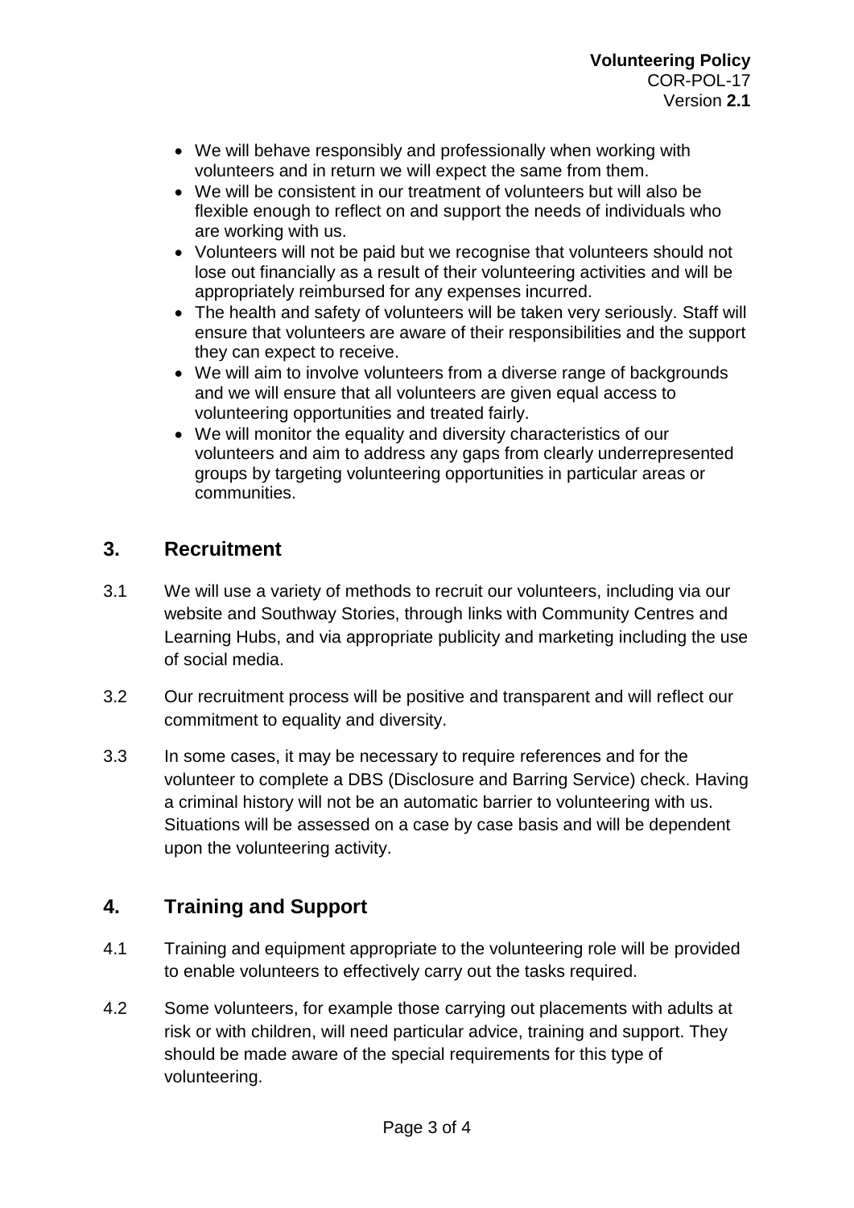- We will behave responsibly and professionally when working with volunteers and in return we will expect the same from them.
- We will be consistent in our treatment of volunteers but will also be flexible enough to reflect on and support the needs of individuals who are working with us.
- Volunteers will not be paid but we recognise that volunteers should not lose out financially as a result of their volunteering activities and will be appropriately reimbursed for any expenses incurred.
- The health and safety of volunteers will be taken very seriously. Staff will ensure that volunteers are aware of their responsibilities and the support they can expect to receive.
- We will aim to involve volunteers from a diverse range of backgrounds and we will ensure that all volunteers are given equal access to volunteering opportunities and treated fairly.
- We will monitor the equality and diversity characteristics of our volunteers and aim to address any gaps from clearly underrepresented groups by targeting volunteering opportunities in particular areas or communities.

## 3. Recruitment

3.1 We will use a variety of methods to recruit our volunteers, including via our website and Southway Stories, through links with Community Centres and Learning Hubs, and via appropriate publicity and marketing including the use of social media.

3.2 Our recruitment process will be positive and transparent and will reflect our commitment to equality and diversity.

3.3 In some cases, it may be necessary to require references and for the volunteer to complete a DBS (Disclosure and Barring Service) check. Having a criminal history will not be an automatic barrier to volunteering with us. Situations will be assessed on a case by case basis and will be dependent upon the volunteering activity.

## 4. Training and Support

4.1 Training and equipment appropriate to the volunteering role will be provided to enable volunteers to effectively carry out the tasks required.

4.2 Some volunteers, for example those carrying out placements with adults at risk or with children, will need particular advice, training and support. They should be made aware of the special requirements for this type of volunteering.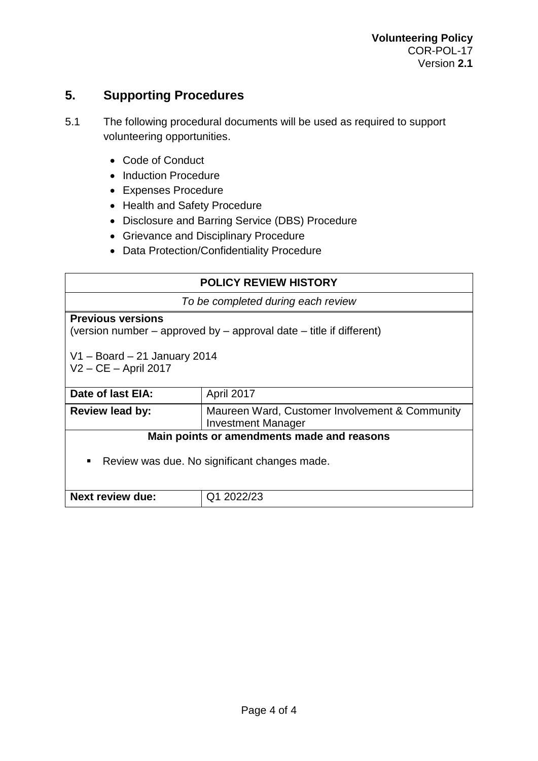## 5. Supporting Procedures

5.1 The following procedural documents will be used as required to support volunteering opportunities.

- Code of Conduct
- Induction Procedure
- Expenses Procedure
- Health and Safety Procedure
- Disclosure and Barring Service (DBS) Procedure
- Grievance and Disciplinary Procedure
- Data Protection/Confidentiality Procedure

| POLICY REVIEW HISTORY | |
|---|---|
| *To be completed during each review* | |
| **Previous versions**<br>(version number – approved by – approval date – title if different)<br><br>V1 – Board – 21 January 2014<br>V2 – CE – April 2017 | |
| **Date of last EIA:** | April 2017 |
| **Review lead by:** | Maureen Ward, Customer Involvement & Community Investment Manager |
| **Main points or amendments made and reasons**<br><br>▪ Review was due. No significant changes made. | |
| **Next review due:** | Q1 2022/23 |